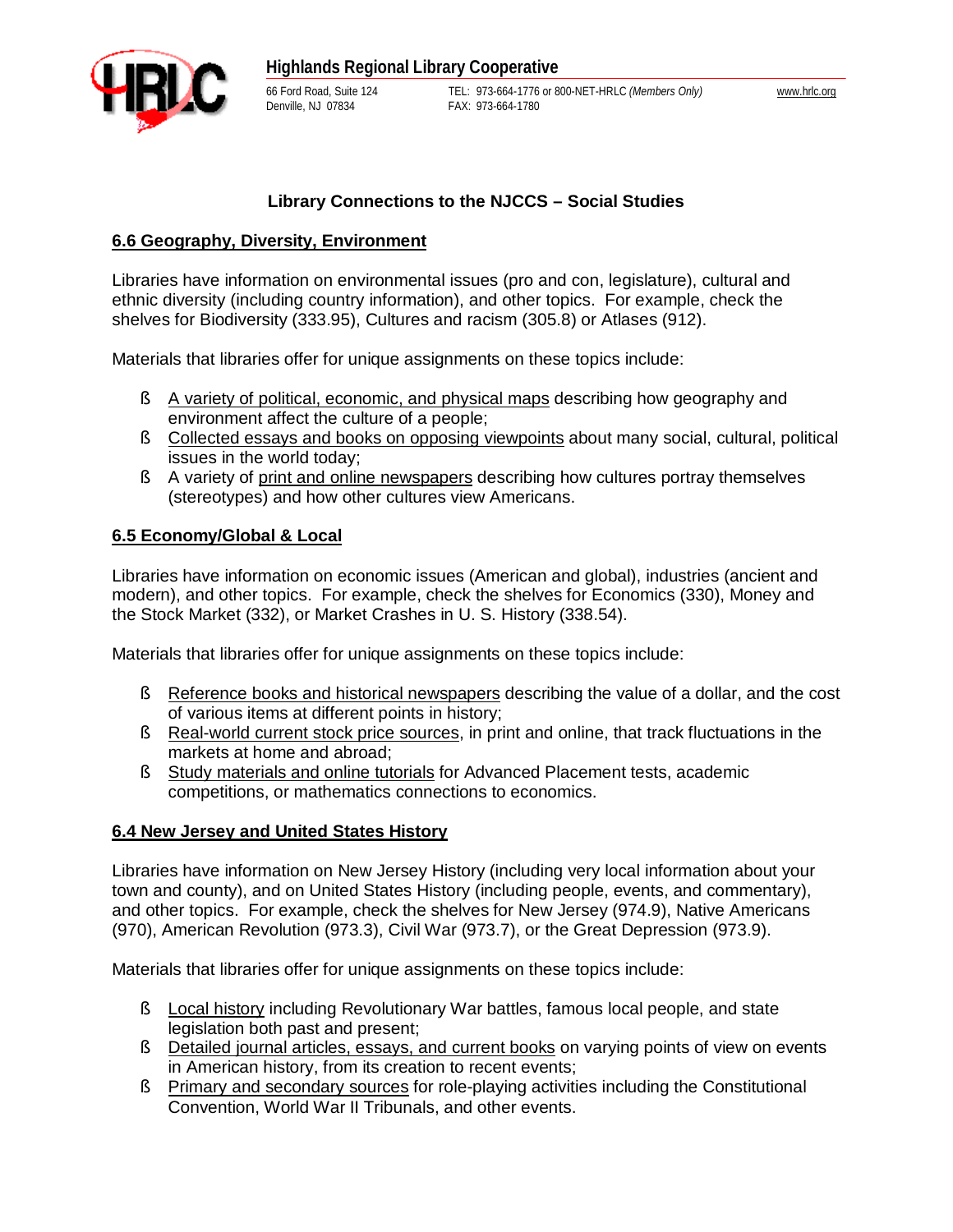**Highlands Regional Library Cooperative**

66 Ford Road, Suite 124
Denville, NJ 07834

TEL: 973-664-1776 or 800-NET-HRLC *(Members Only)*
FAX: 973-664-1780

www.hrlc.org

## Library Connections to the NJCCS – Social Studies

### 6.6 Geography, Diversity, Environment

Libraries have information on environmental issues (pro and con, legislature), cultural and ethnic diversity (including country information), and other topics. For example, check the shelves for Biodiversity (333.95), Cultures and racism (305.8) or Atlases (912).

Materials that libraries offer for unique assignments on these topics include:

- A variety of political, economic, and physical maps describing how geography and environment affect the culture of a people;
- Collected essays and books on opposing viewpoints about many social, cultural, political issues in the world today;
- A variety of print and online newspapers describing how cultures portray themselves (stereotypes) and how other cultures view Americans.

### 6.5 Economy/Global & Local

Libraries have information on economic issues (American and global), industries (ancient and modern), and other topics. For example, check the shelves for Economics (330), Money and the Stock Market (332), or Market Crashes in U. S. History (338.54).

Materials that libraries offer for unique assignments on these topics include:

- Reference books and historical newspapers describing the value of a dollar, and the cost of various items at different points in history;
- Real-world current stock price sources, in print and online, that track fluctuations in the markets at home and abroad;
- Study materials and online tutorials for Advanced Placement tests, academic competitions, or mathematics connections to economics.

### 6.4 New Jersey and United States History

Libraries have information on New Jersey History (including very local information about your town and county), and on United States History (including people, events, and commentary), and other topics. For example, check the shelves for New Jersey (974.9), Native Americans (970), American Revolution (973.3), Civil War (973.7), or the Great Depression (973.9).

Materials that libraries offer for unique assignments on these topics include:

- Local history including Revolutionary War battles, famous local people, and state legislation both past and present;
- Detailed journal articles, essays, and current books on varying points of view on events in American history, from its creation to recent events;
- Primary and secondary sources for role-playing activities including the Constitutional Convention, World War II Tribunals, and other events.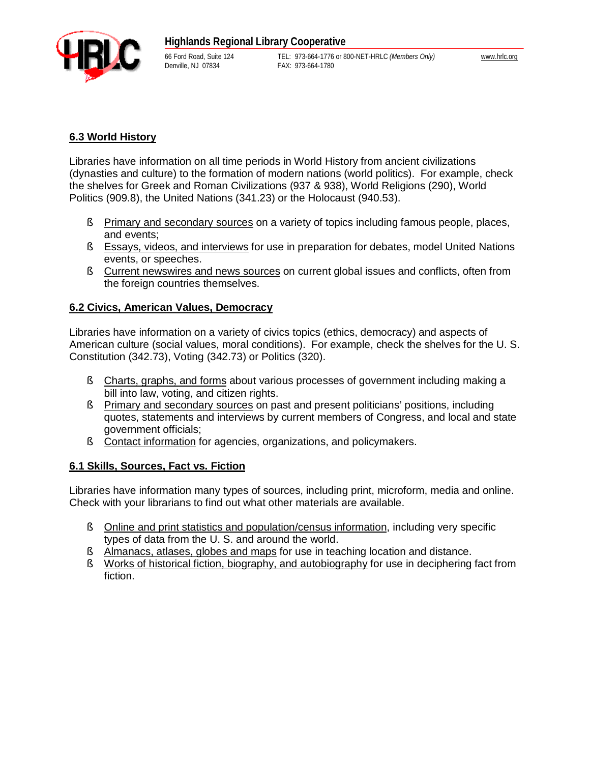## 6.3 World History

Libraries have information on all time periods in World History from ancient civilizations (dynasties and culture) to the formation of modern nations (world politics). For example, check the shelves for Greek and Roman Civilizations (937 & 938), World Religions (290), World Politics (909.8), the United Nations (341.23) or the Holocaust (940.53).

- Primary and secondary sources on a variety of topics including famous people, places, and events;
- Essays, videos, and interviews for use in preparation for debates, model United Nations events, or speeches.
- Current newswires and news sources on current global issues and conflicts, often from the foreign countries themselves.

## 6.2 Civics, American Values, Democracy

Libraries have information on a variety of civics topics (ethics, democracy) and aspects of American culture (social values, moral conditions). For example, check the shelves for the U. S. Constitution (342.73), Voting (342.73) or Politics (320).

- Charts, graphs, and forms about various processes of government including making a bill into law, voting, and citizen rights.
- Primary and secondary sources on past and present politicians' positions, including quotes, statements and interviews by current members of Congress, and local and state government officials;
- Contact information for agencies, organizations, and policymakers.

## 6.1 Skills, Sources, Fact vs. Fiction

Libraries have information many types of sources, including print, microform, media and online. Check with your librarians to find out what other materials are available.

- Online and print statistics and population/census information, including very specific types of data from the U. S. and around the world.
- Almanacs, atlases, globes and maps for use in teaching location and distance.
- Works of historical fiction, biography, and autobiography for use in deciphering fact from fiction.